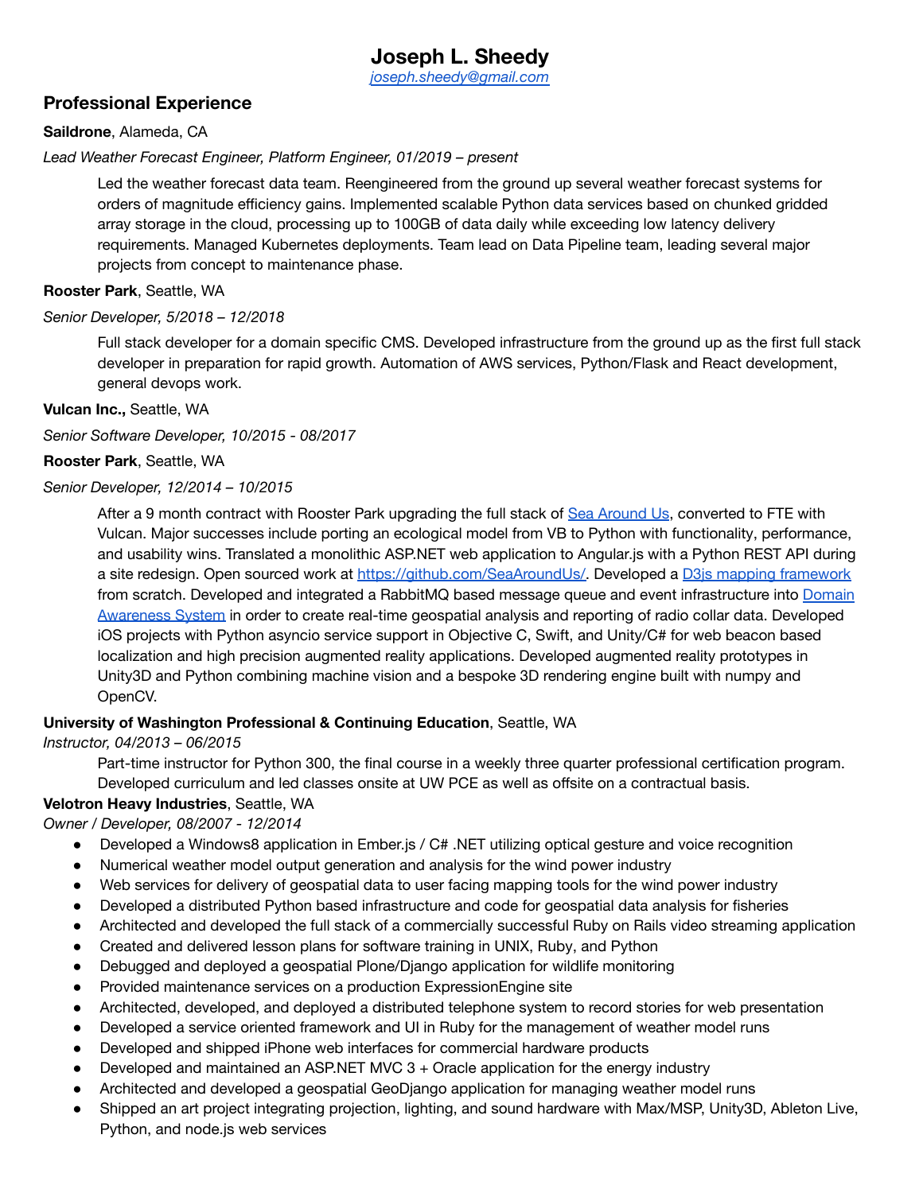# Joseph L. Sheedy

*joseph.sheedy@gmail.com*

## Professional Experience

**Saildrone**, Alameda, CA

*Lead Weather Forecast Engineer, Platform Engineer, 01/2019 – present*

Led the weather forecast data team. Reengineered from the ground up several weather forecast systems for orders of magnitude efficiency gains. Implemented scalable Python data services based on chunked gridded array storage in the cloud, processing up to 100GB of data daily while exceeding low latency delivery requirements. Managed Kubernetes deployments. Team lead on Data Pipeline team, leading several major projects from concept to maintenance phase.

**Rooster Park**, Seattle, WA

*Senior Developer, 5/2018 – 12/2018*

Full stack developer for a domain specific CMS. Developed infrastructure from the ground up as the first full stack developer in preparation for rapid growth. Automation of AWS services, Python/Flask and React development, general devops work.

**Vulcan Inc.,** Seattle, WA

*Senior Software Developer, 10/2015 - 08/2017*

**Rooster Park**, Seattle, WA

*Senior Developer, 12/2014 – 10/2015*

After a 9 month contract with Rooster Park upgrading the full stack of Sea Around Us, converted to FTE with Vulcan. Major successes include porting an ecological model from VB to Python with functionality, performance, and usability wins. Translated a monolithic ASP.NET web application to Angular.js with a Python REST API during a site redesign. Open sourced work at https://github.com/SeaAroundUs/. Developed a D3js mapping framework from scratch. Developed and integrated a RabbitMQ based message queue and event infrastructure into Domain Awareness System in order to create real-time geospatial analysis and reporting of radio collar data. Developed iOS projects with Python asyncio service support in Objective C, Swift, and Unity/C# for web beacon based localization and high precision augmented reality applications. Developed augmented reality prototypes in Unity3D and Python combining machine vision and a bespoke 3D rendering engine built with numpy and OpenCV.

**University of Washington Professional & Continuing Education**, Seattle, WA

*Instructor, 04/2013 – 06/2015*

Part-time instructor for Python 300, the final course in a weekly three quarter professional certification program. Developed curriculum and led classes onsite at UW PCE as well as offsite on a contractual basis.

**Velotron Heavy Industries**, Seattle, WA

*Owner / Developer, 08/2007 - 12/2014*

- Developed a Windows8 application in Ember.js / C# .NET utilizing optical gesture and voice recognition
- Numerical weather model output generation and analysis for the wind power industry
- Web services for delivery of geospatial data to user facing mapping tools for the wind power industry
- Developed a distributed Python based infrastructure and code for geospatial data analysis for fisheries
- Architected and developed the full stack of a commercially successful Ruby on Rails video streaming application
- Created and delivered lesson plans for software training in UNIX, Ruby, and Python
- Debugged and deployed a geospatial Plone/Django application for wildlife monitoring
- Provided maintenance services on a production ExpressionEngine site
- Architected, developed, and deployed a distributed telephone system to record stories for web presentation
- Developed a service oriented framework and UI in Ruby for the management of weather model runs
- Developed and shipped iPhone web interfaces for commercial hardware products
- Developed and maintained an ASP.NET MVC 3 + Oracle application for the energy industry
- Architected and developed a geospatial GeoDjango application for managing weather model runs
- Shipped an art project integrating projection, lighting, and sound hardware with Max/MSP, Unity3D, Ableton Live, Python, and node.js web services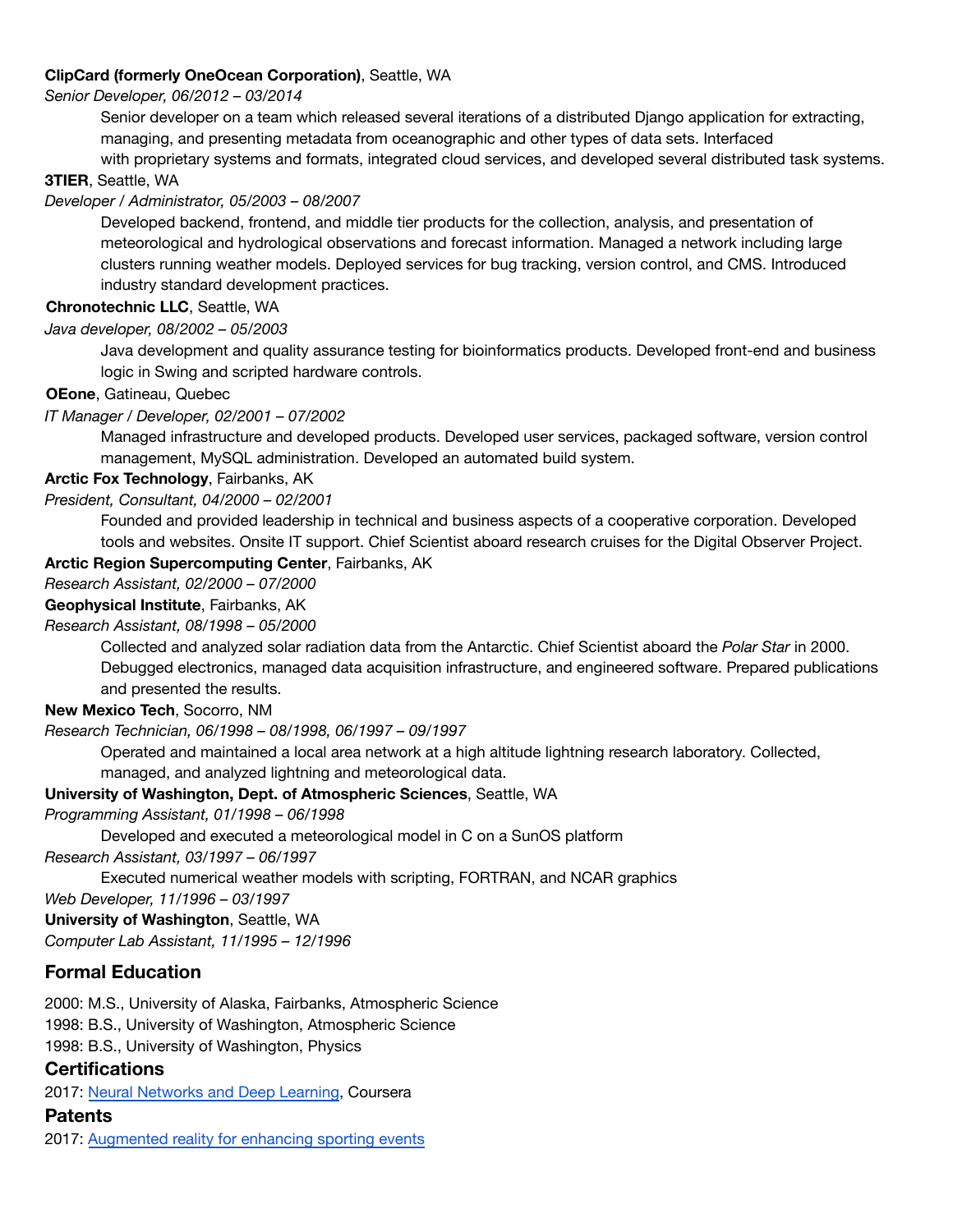**ClipCard (formerly OneOcean Corporation)**, Seattle, WA

*Senior Developer, 06/2012 – 03/2014*

Senior developer on a team which released several iterations of a distributed Django application for extracting, managing, and presenting metadata from oceanographic and other types of data sets. Interfaced with proprietary systems and formats, integrated cloud services, and developed several distributed task systems.

**3TIER**, Seattle, WA

*Developer / Administrator, 05/2003 – 08/2007*

Developed backend, frontend, and middle tier products for the collection, analysis, and presentation of meteorological and hydrological observations and forecast information. Managed a network including large clusters running weather models. Deployed services for bug tracking, version control, and CMS. Introduced industry standard development practices.

**Chronotechnic LLC**, Seattle, WA

*Java developer, 08/2002 – 05/2003*

Java development and quality assurance testing for bioinformatics products. Developed front-end and business logic in Swing and scripted hardware controls.

**OEone**, Gatineau, Quebec

*IT Manager / Developer, 02/2001 – 07/2002*

Managed infrastructure and developed products. Developed user services, packaged software, version control management, MySQL administration. Developed an automated build system.

**Arctic Fox Technology**, Fairbanks, AK

*President, Consultant, 04/2000 – 02/2001*

Founded and provided leadership in technical and business aspects of a cooperative corporation. Developed tools and websites. Onsite IT support. Chief Scientist aboard research cruises for the Digital Observer Project.

**Arctic Region Supercomputing Center**, Fairbanks, AK

*Research Assistant, 02/2000 – 07/2000*

**Geophysical Institute**, Fairbanks, AK

*Research Assistant, 08/1998 – 05/2000*

Collected and analyzed solar radiation data from the Antarctic. Chief Scientist aboard the *Polar Star* in 2000. Debugged electronics, managed data acquisition infrastructure, and engineered software. Prepared publications and presented the results.

**New Mexico Tech**, Socorro, NM

*Research Technician, 06/1998 – 08/1998, 06/1997 – 09/1997*

Operated and maintained a local area network at a high altitude lightning research laboratory. Collected, managed, and analyzed lightning and meteorological data.

**University of Washington, Dept. of Atmospheric Sciences**, Seattle, WA

*Programming Assistant, 01/1998 – 06/1998*

Developed and executed a meteorological model in C on a SunOS platform

*Research Assistant, 03/1997 – 06/1997*

Executed numerical weather models with scripting, FORTRAN, and NCAR graphics

*Web Developer, 11/1996 – 03/1997*

**University of Washington**, Seattle, WA

*Computer Lab Assistant, 11/1995 – 12/1996*

## Formal Education

2000: M.S., University of Alaska, Fairbanks, Atmospheric Science
1998: B.S., University of Washington, Atmospheric Science
1998: B.S., University of Washington, Physics

## Certifications

2017: Neural Networks and Deep Learning, Coursera

## Patents

2017: Augmented reality for enhancing sporting events